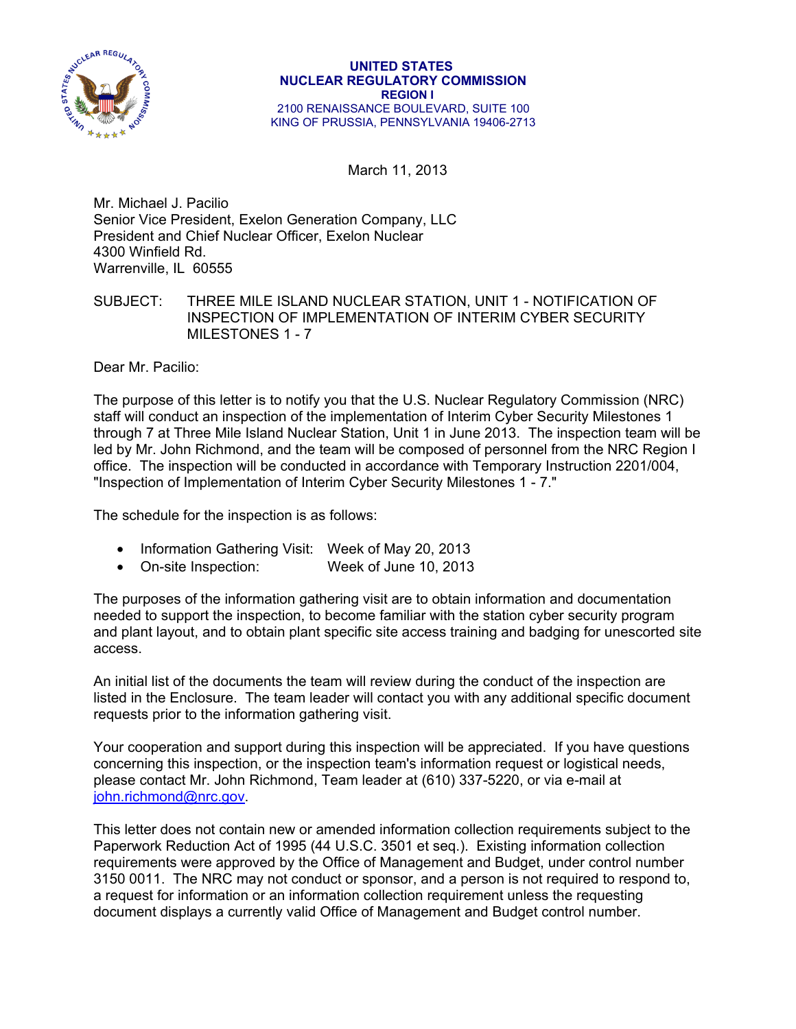**UNITED STATES**
**NUCLEAR REGULATORY COMMISSION**
**REGION I**
2100 RENAISSANCE BOULEVARD, SUITE 100
KING OF PRUSSIA, PENNSYLVANIA 19406-2713

March 11, 2013

Mr. Michael J. Pacilio
Senior Vice President, Exelon Generation Company, LLC
President and Chief Nuclear Officer, Exelon Nuclear
4300 Winfield Rd.
Warrenville, IL 60555

SUBJECT: THREE MILE ISLAND NUCLEAR STATION, UNIT 1 - NOTIFICATION OF INSPECTION OF IMPLEMENTATION OF INTERIM CYBER SECURITY MILESTONES 1 - 7

Dear Mr. Pacilio:

The purpose of this letter is to notify you that the U.S. Nuclear Regulatory Commission (NRC) staff will conduct an inspection of the implementation of Interim Cyber Security Milestones 1 through 7 at Three Mile Island Nuclear Station, Unit 1 in June 2013. The inspection team will be led by Mr. John Richmond, and the team will be composed of personnel from the NRC Region I office. The inspection will be conducted in accordance with Temporary Instruction 2201/004, "Inspection of Implementation of Interim Cyber Security Milestones 1 - 7."

The schedule for the inspection is as follows:

- Information Gathering Visit: Week of May 20, 2013
- On-site Inspection: Week of June 10, 2013

The purposes of the information gathering visit are to obtain information and documentation needed to support the inspection, to become familiar with the station cyber security program and plant layout, and to obtain plant specific site access training and badging for unescorted site access.

An initial list of the documents the team will review during the conduct of the inspection are listed in the Enclosure. The team leader will contact you with any additional specific document requests prior to the information gathering visit.

Your cooperation and support during this inspection will be appreciated. If you have questions concerning this inspection, or the inspection team's information request or logistical needs, please contact Mr. John Richmond, Team leader at (610) 337-5220, or via e-mail at john.richmond@nrc.gov.

This letter does not contain new or amended information collection requirements subject to the Paperwork Reduction Act of 1995 (44 U.S.C. 3501 et seq.). Existing information collection requirements were approved by the Office of Management and Budget, under control number 3150 0011. The NRC may not conduct or sponsor, and a person is not required to respond to, a request for information or an information collection requirement unless the requesting document displays a currently valid Office of Management and Budget control number.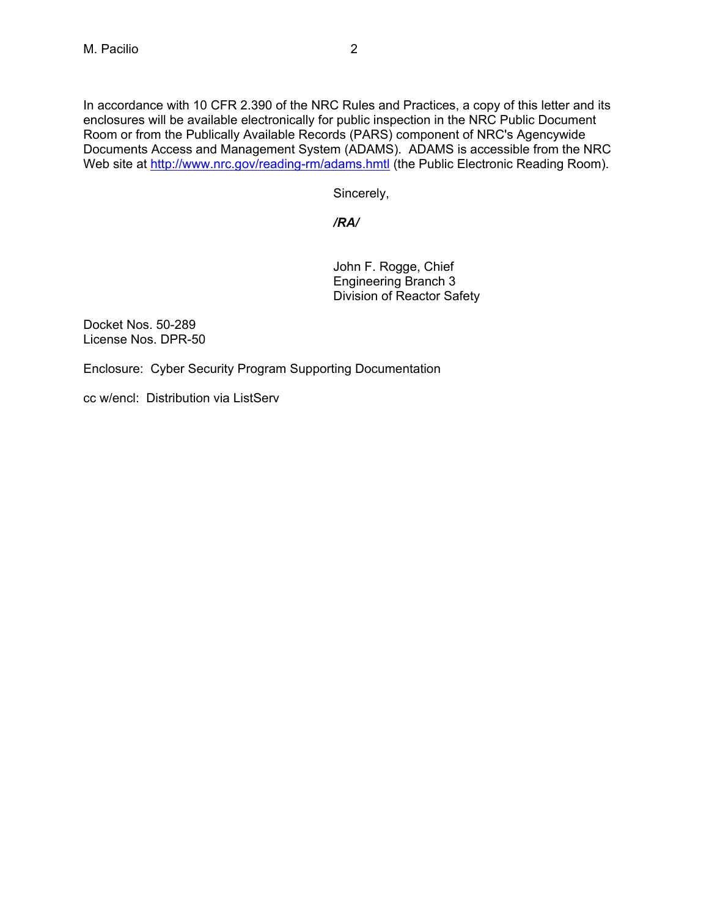In accordance with 10 CFR 2.390 of the NRC Rules and Practices, a copy of this letter and its enclosures will be available electronically for public inspection in the NRC Public Document Room or from the Publically Available Records (PARS) component of NRC's Agencywide Documents Access and Management System (ADAMS). ADAMS is accessible from the NRC Web site at http://www.nrc.gov/reading-rm/adams.hmtl (the Public Electronic Reading Room).

Sincerely,

***/RA/***

John F. Rogge, Chief
Engineering Branch 3
Division of Reactor Safety

Docket Nos. 50-289
License Nos. DPR-50

Enclosure: Cyber Security Program Supporting Documentation

cc w/encl: Distribution via ListServ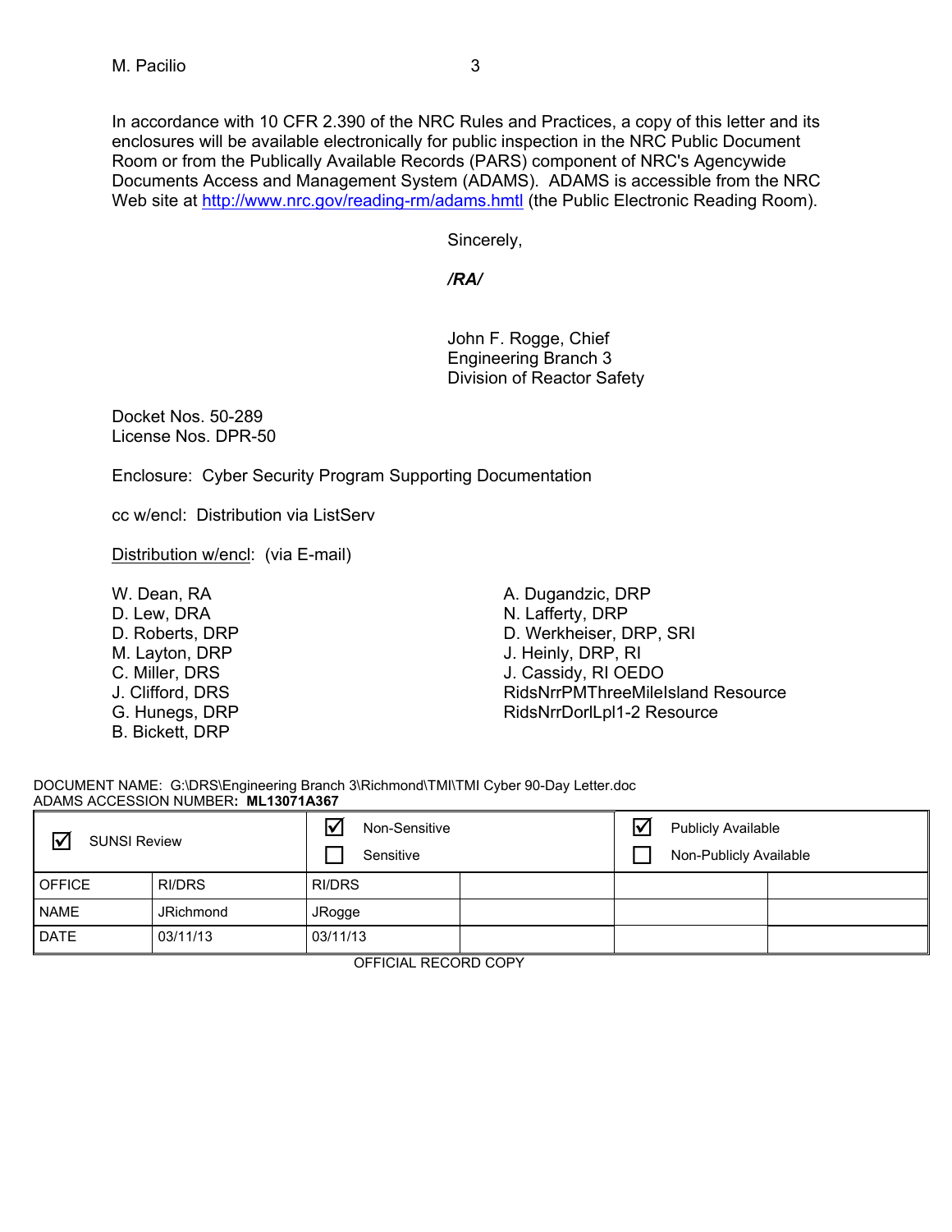In accordance with 10 CFR 2.390 of the NRC Rules and Practices, a copy of this letter and its enclosures will be available electronically for public inspection in the NRC Public Document Room or from the Publically Available Records (PARS) component of NRC's Agencywide Documents Access and Management System (ADAMS). ADAMS is accessible from the NRC Web site at http://www.nrc.gov/reading-rm/adams.hmtl (the Public Electronic Reading Room).

Sincerely,

*/RA/*

John F. Rogge, Chief
Engineering Branch 3
Division of Reactor Safety

Docket Nos. 50-289
License Nos. DPR-50

Enclosure: Cyber Security Program Supporting Documentation

cc w/encl: Distribution via ListServ

Distribution w/encl: (via E-mail)

W. Dean, RA
D. Lew, DRA
D. Roberts, DRP
M. Layton, DRP
C. Miller, DRS
J. Clifford, DRS
G. Hunegs, DRP
B. Bickett, DRP
A. Dugandzic, DRP
N. Lafferty, DRP
D. Werkheiser, DRP, SRI
J. Heinly, DRP, RI
J. Cassidy, RI OEDO
RidsNrrPMThreeMileIsland Resource
RidsNrrDorlLpl1-2 Resource

DOCUMENT NAME: G:\DRS\Engineering Branch 3\Richmond\TMI\TMI Cyber 90-Day Letter.doc
ADAMS ACCESSION NUMBER: **ML13071A367**

| ☑ SUNSI Review | | ☑ Non-Sensitive<br>☐ Sensitive | | ☑ Publicly Available<br>☐ Non-Publicly Available | |
|---|---|---|---|---|---|
| OFFICE | RI/DRS | RI/DRS | | | |
| NAME | JRichmond | JRogge | | | |
| DATE | 03/11/13 | 03/11/13 | | | |

OFFICIAL RECORD COPY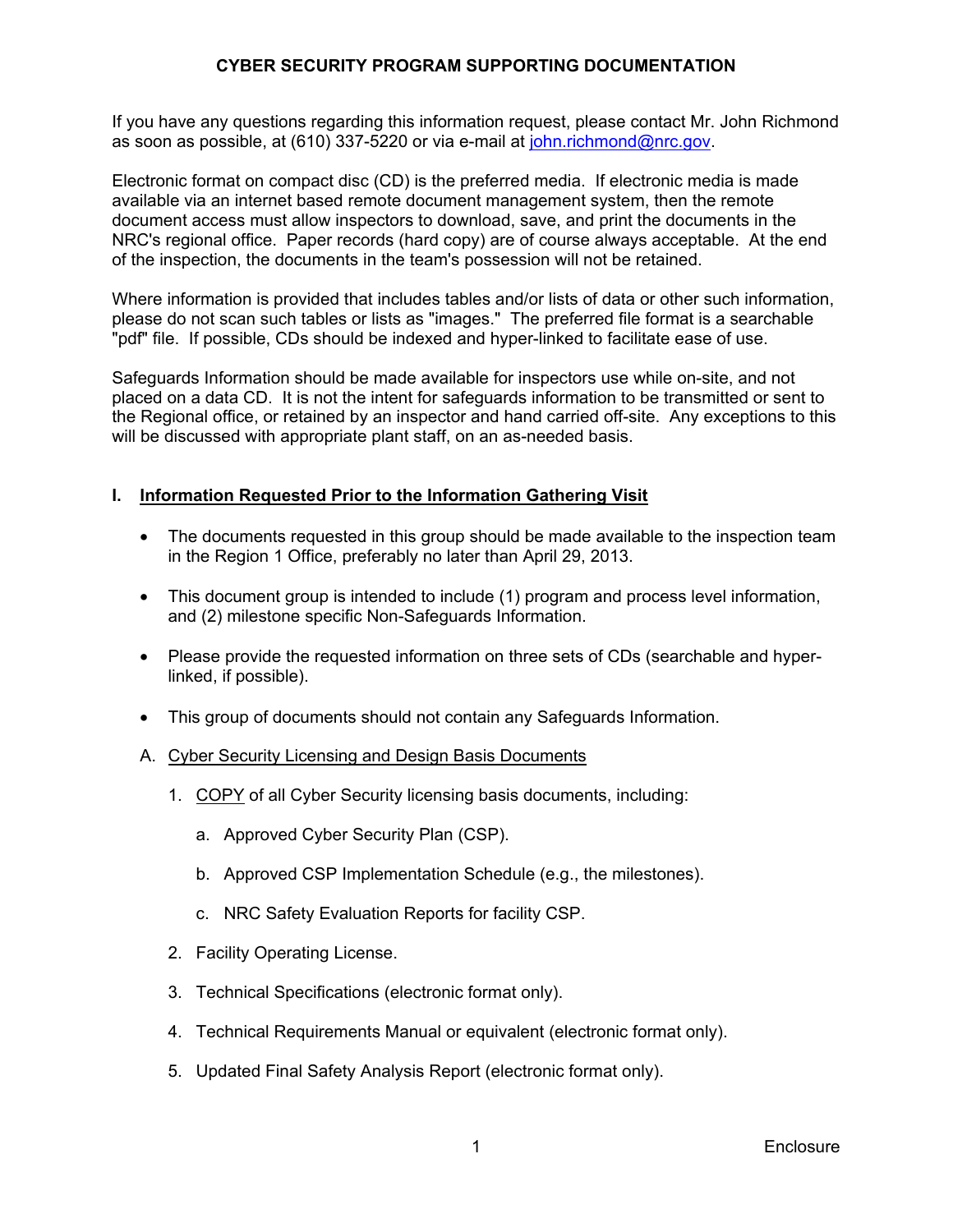## CYBER SECURITY PROGRAM SUPPORTING DOCUMENTATION

If you have any questions regarding this information request, please contact Mr. John Richmond as soon as possible, at (610) 337-5220 or via e-mail at john.richmond@nrc.gov.

Electronic format on compact disc (CD) is the preferred media. If electronic media is made available via an internet based remote document management system, then the remote document access must allow inspectors to download, save, and print the documents in the NRC's regional office. Paper records (hard copy) are of course always acceptable. At the end of the inspection, the documents in the team's possession will not be retained.

Where information is provided that includes tables and/or lists of data or other such information, please do not scan such tables or lists as "images." The preferred file format is a searchable "pdf" file. If possible, CDs should be indexed and hyper-linked to facilitate ease of use.

Safeguards Information should be made available for inspectors use while on-site, and not placed on a data CD. It is not the intent for safeguards information to be transmitted or sent to the Regional office, or retained by an inspector and hand carried off-site. Any exceptions to this will be discussed with appropriate plant staff, on an as-needed basis.

### I. Information Requested Prior to the Information Gathering Visit

- The documents requested in this group should be made available to the inspection team in the Region 1 Office, preferably no later than April 29, 2013.
- This document group is intended to include (1) program and process level information, and (2) milestone specific Non-Safeguards Information.
- Please provide the requested information on three sets of CDs (searchable and hyper-linked, if possible).
- This group of documents should not contain any Safeguards Information.

A. Cyber Security Licensing and Design Basis Documents

1. COPY of all Cyber Security licensing basis documents, including:
   a. Approved Cyber Security Plan (CSP).
   b. Approved CSP Implementation Schedule (e.g., the milestones).
   c. NRC Safety Evaluation Reports for facility CSP.
2. Facility Operating License.
3. Technical Specifications (electronic format only).
4. Technical Requirements Manual or equivalent (electronic format only).
5. Updated Final Safety Analysis Report (electronic format only).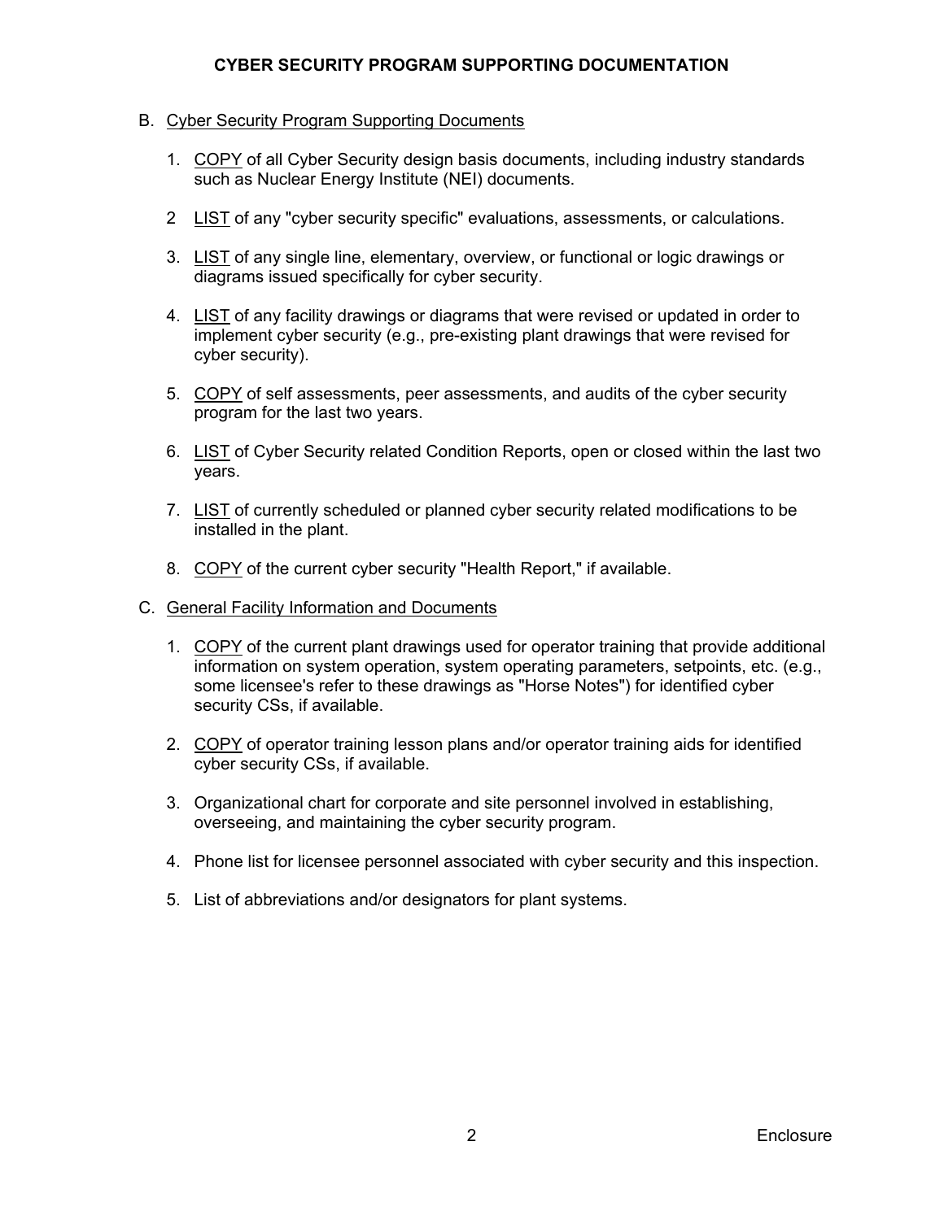# CYBER SECURITY PROGRAM SUPPORTING DOCUMENTATION

B. Cyber Security Program Supporting Documents

1. COPY of all Cyber Security design basis documents, including industry standards such as Nuclear Energy Institute (NEI) documents.

2 LIST of any "cyber security specific" evaluations, assessments, or calculations.

3. LIST of any single line, elementary, overview, or functional or logic drawings or diagrams issued specifically for cyber security.

4. LIST of any facility drawings or diagrams that were revised or updated in order to implement cyber security (e.g., pre-existing plant drawings that were revised for cyber security).

5. COPY of self assessments, peer assessments, and audits of the cyber security program for the last two years.

6. LIST of Cyber Security related Condition Reports, open or closed within the last two years.

7. LIST of currently scheduled or planned cyber security related modifications to be installed in the plant.

8. COPY of the current cyber security "Health Report," if available.

C. General Facility Information and Documents

1. COPY of the current plant drawings used for operator training that provide additional information on system operation, system operating parameters, setpoints, etc. (e.g., some licensee's refer to these drawings as "Horse Notes") for identified cyber security CSs, if available.

2. COPY of operator training lesson plans and/or operator training aids for identified cyber security CSs, if available.

3. Organizational chart for corporate and site personnel involved in establishing, overseeing, and maintaining the cyber security program.

4. Phone list for licensee personnel associated with cyber security and this inspection.

5. List of abbreviations and/or designators for plant systems.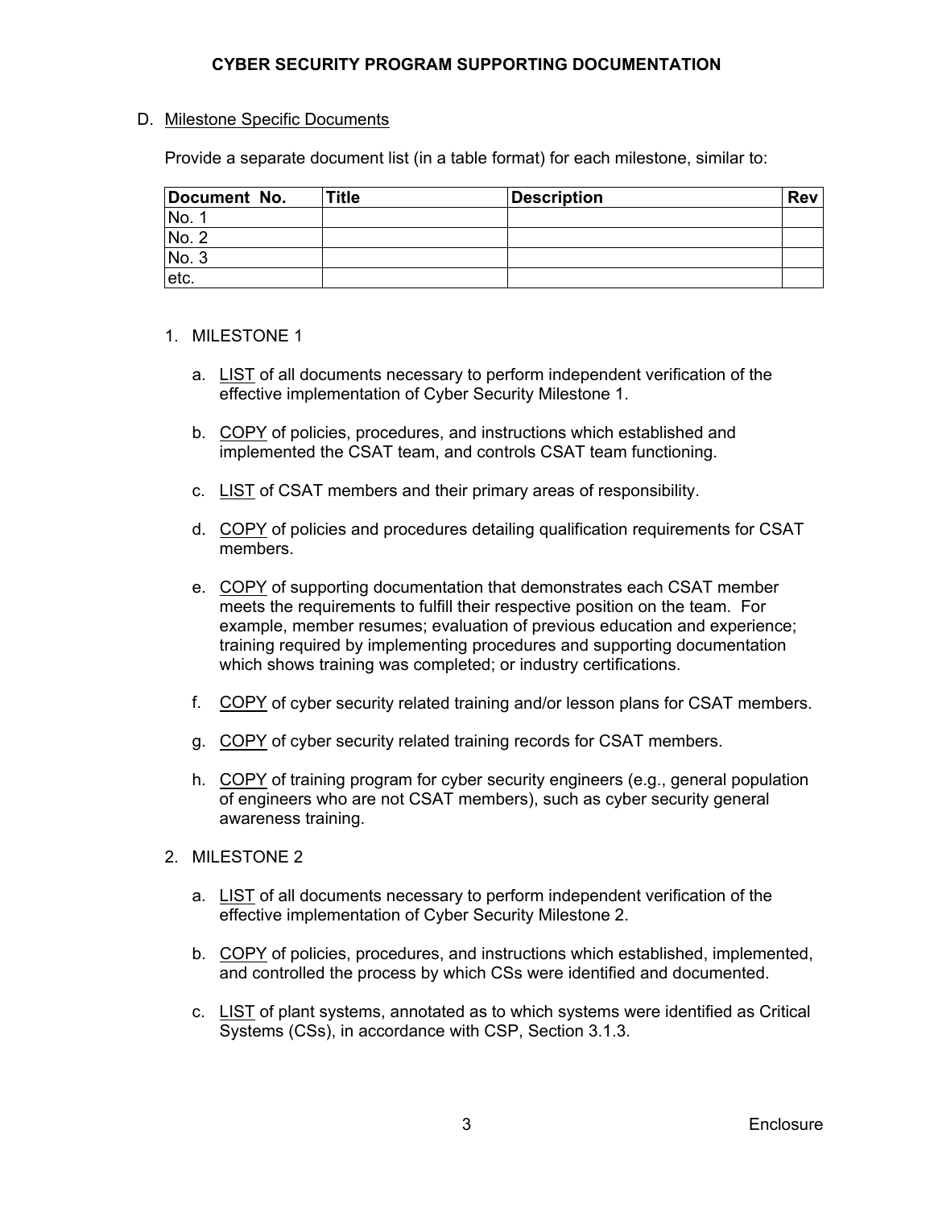**CYBER SECURITY PROGRAM SUPPORTING DOCUMENTATION**

D. Milestone Specific Documents

Provide a separate document list (in a table format) for each milestone, similar to:

| Document No. | Title | Description | Rev |
|---|---|---|---|
| No. 1 | | | |
| No. 2 | | | |
| No. 3 | | | |
| etc. | | | |

1. MILESTONE 1

    a. LIST of all documents necessary to perform independent verification of the effective implementation of Cyber Security Milestone 1.

    b. COPY of policies, procedures, and instructions which established and implemented the CSAT team, and controls CSAT team functioning.

    c. LIST of CSAT members and their primary areas of responsibility.

    d. COPY of policies and procedures detailing qualification requirements for CSAT members.

    e. COPY of supporting documentation that demonstrates each CSAT member meets the requirements to fulfill their respective position on the team. For example, member resumes; evaluation of previous education and experience; training required by implementing procedures and supporting documentation which shows training was completed; or industry certifications.

    f. COPY of cyber security related training and/or lesson plans for CSAT members.

    g. COPY of cyber security related training records for CSAT members.

    h. COPY of training program for cyber security engineers (e.g., general population of engineers who are not CSAT members), such as cyber security general awareness training.

2. MILESTONE 2

    a. LIST of all documents necessary to perform independent verification of the effective implementation of Cyber Security Milestone 2.

    b. COPY of policies, procedures, and instructions which established, implemented, and controlled the process by which CSs were identified and documented.

    c. LIST of plant systems, annotated as to which systems were identified as Critical Systems (CSs), in accordance with CSP, Section 3.1.3.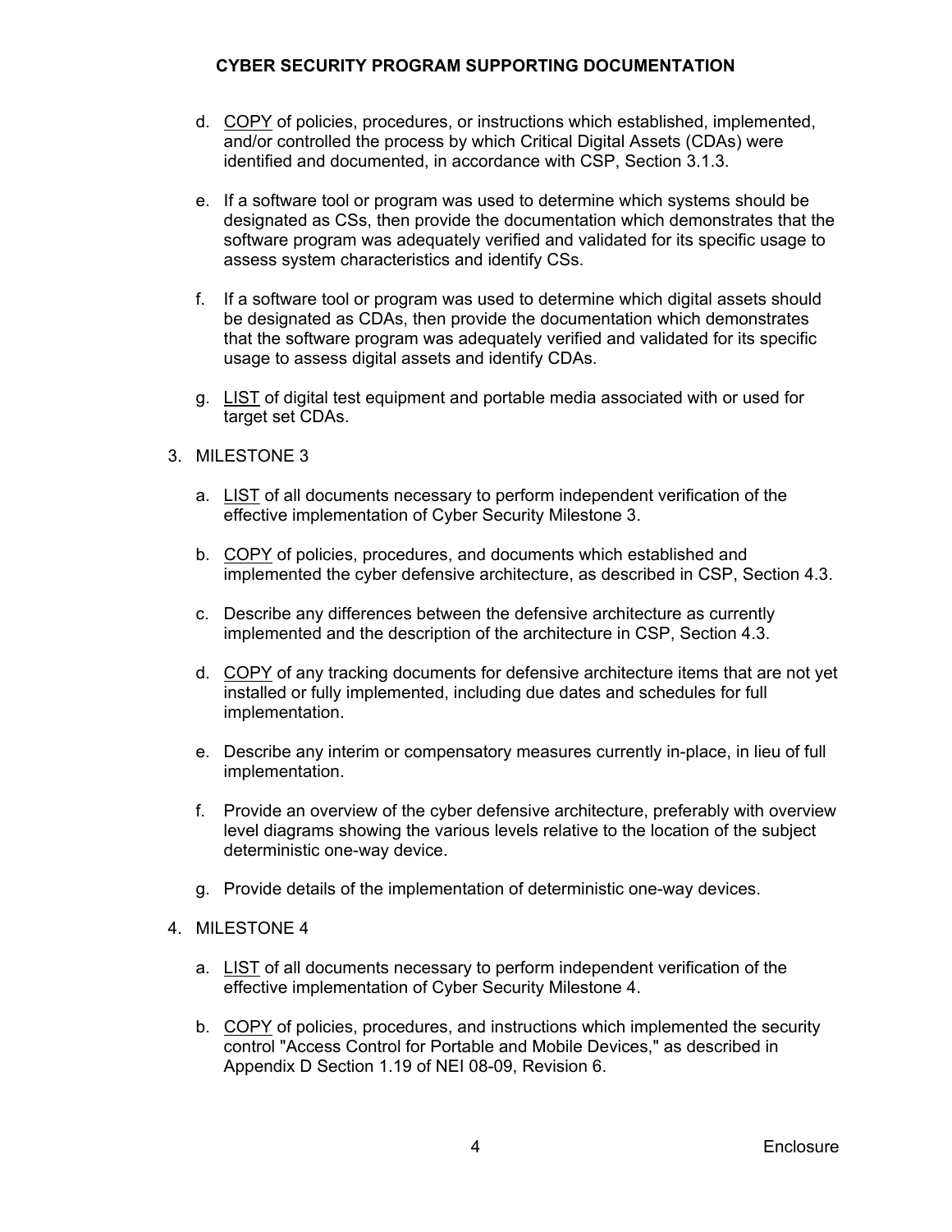d. <u>COPY</u> of policies, procedures, or instructions which established, implemented, and/or controlled the process by which Critical Digital Assets (CDAs) were identified and documented, in accordance with CSP, Section 3.1.3.

e. If a software tool or program was used to determine which systems should be designated as CSs, then provide the documentation which demonstrates that the software program was adequately verified and validated for its specific usage to assess system characteristics and identify CSs.

f. If a software tool or program was used to determine which digital assets should be designated as CDAs, then provide the documentation which demonstrates that the software program was adequately verified and validated for its specific usage to assess digital assets and identify CDAs.

g. <u>LIST</u> of digital test equipment and portable media associated with or used for target set CDAs.

3. MILESTONE 3

   a. <u>LIST</u> of all documents necessary to perform independent verification of the effective implementation of Cyber Security Milestone 3.

   b. <u>COPY</u> of policies, procedures, and documents which established and implemented the cyber defensive architecture, as described in CSP, Section 4.3.

   c. Describe any differences between the defensive architecture as currently implemented and the description of the architecture in CSP, Section 4.3.

   d. <u>COPY</u> of any tracking documents for defensive architecture items that are not yet installed or fully implemented, including due dates and schedules for full implementation.

   e. Describe any interim or compensatory measures currently in-place, in lieu of full implementation.

   f. Provide an overview of the cyber defensive architecture, preferably with overview level diagrams showing the various levels relative to the location of the subject deterministic one-way device.

   g. Provide details of the implementation of deterministic one-way devices.

4. MILESTONE 4

   a. <u>LIST</u> of all documents necessary to perform independent verification of the effective implementation of Cyber Security Milestone 4.

   b. <u>COPY</u> of policies, procedures, and instructions which implemented the security control "Access Control for Portable and Mobile Devices," as described in Appendix D Section 1.19 of NEI 08-09, Revision 6.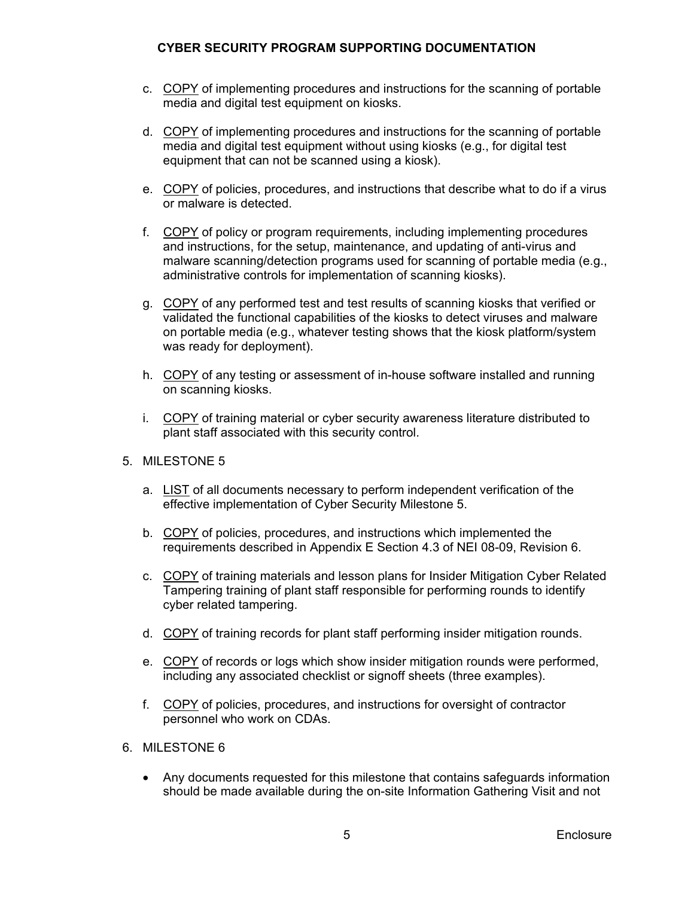c. COPY of implementing procedures and instructions for the scanning of portable media and digital test equipment on kiosks.

d. COPY of implementing procedures and instructions for the scanning of portable media and digital test equipment without using kiosks (e.g., for digital test equipment that can not be scanned using a kiosk).

e. COPY of policies, procedures, and instructions that describe what to do if a virus or malware is detected.

f. COPY of policy or program requirements, including implementing procedures and instructions, for the setup, maintenance, and updating of anti-virus and malware scanning/detection programs used for scanning of portable media (e.g., administrative controls for implementation of scanning kiosks).

g. COPY of any performed test and test results of scanning kiosks that verified or validated the functional capabilities of the kiosks to detect viruses and malware on portable media (e.g., whatever testing shows that the kiosk platform/system was ready for deployment).

h. COPY of any testing or assessment of in-house software installed and running on scanning kiosks.

i. COPY of training material or cyber security awareness literature distributed to plant staff associated with this security control.

5. MILESTONE 5

   a. LIST of all documents necessary to perform independent verification of the effective implementation of Cyber Security Milestone 5.

   b. COPY of policies, procedures, and instructions which implemented the requirements described in Appendix E Section 4.3 of NEI 08-09, Revision 6.

   c. COPY of training materials and lesson plans for Insider Mitigation Cyber Related Tampering training of plant staff responsible for performing rounds to identify cyber related tampering.

   d. COPY of training records for plant staff performing insider mitigation rounds.

   e. COPY of records or logs which show insider mitigation rounds were performed, including any associated checklist or signoff sheets (three examples).

   f. COPY of policies, procedures, and instructions for oversight of contractor personnel who work on CDAs.

6. MILESTONE 6

   - Any documents requested for this milestone that contains safeguards information should be made available during the on-site Information Gathering Visit and not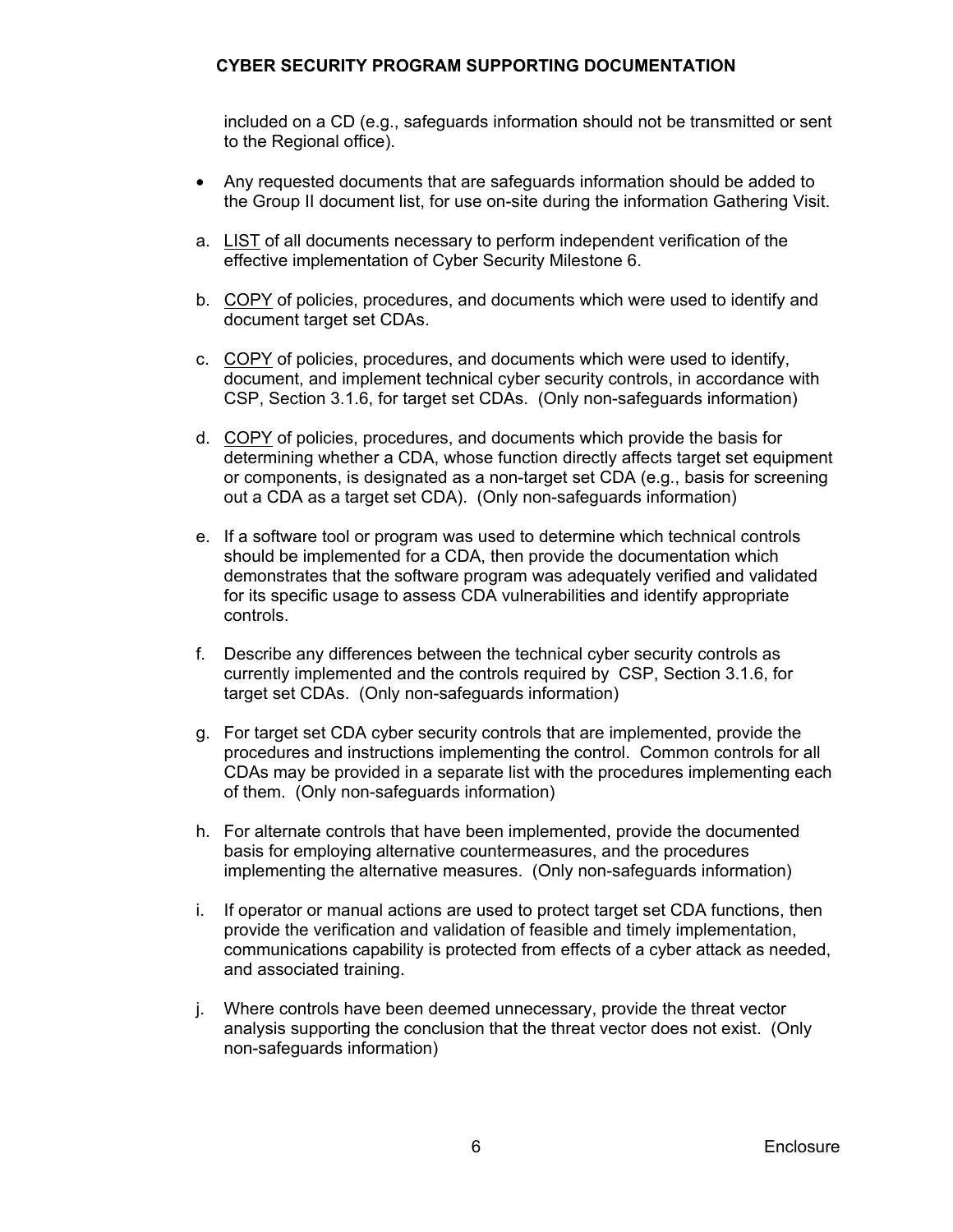included on a CD (e.g., safeguards information should not be transmitted or sent to the Regional office).

- Any requested documents that are safeguards information should be added to the Group II document list, for use on-site during the information Gathering Visit.

a. LIST of all documents necessary to perform independent verification of the effective implementation of Cyber Security Milestone 6.

b. COPY of policies, procedures, and documents which were used to identify and document target set CDAs.

c. COPY of policies, procedures, and documents which were used to identify, document, and implement technical cyber security controls, in accordance with CSP, Section 3.1.6, for target set CDAs. (Only non-safeguards information)

d. COPY of policies, procedures, and documents which provide the basis for determining whether a CDA, whose function directly affects target set equipment or components, is designated as a non-target set CDA (e.g., basis for screening out a CDA as a target set CDA). (Only non-safeguards information)

e. If a software tool or program was used to determine which technical controls should be implemented for a CDA, then provide the documentation which demonstrates that the software program was adequately verified and validated for its specific usage to assess CDA vulnerabilities and identify appropriate controls.

f. Describe any differences between the technical cyber security controls as currently implemented and the controls required by CSP, Section 3.1.6, for target set CDAs. (Only non-safeguards information)

g. For target set CDA cyber security controls that are implemented, provide the procedures and instructions implementing the control. Common controls for all CDAs may be provided in a separate list with the procedures implementing each of them. (Only non-safeguards information)

h. For alternate controls that have been implemented, provide the documented basis for employing alternative countermeasures, and the procedures implementing the alternative measures. (Only non-safeguards information)

i. If operator or manual actions are used to protect target set CDA functions, then provide the verification and validation of feasible and timely implementation, communications capability is protected from effects of a cyber attack as needed, and associated training.

j. Where controls have been deemed unnecessary, provide the threat vector analysis supporting the conclusion that the threat vector does not exist. (Only non-safeguards information)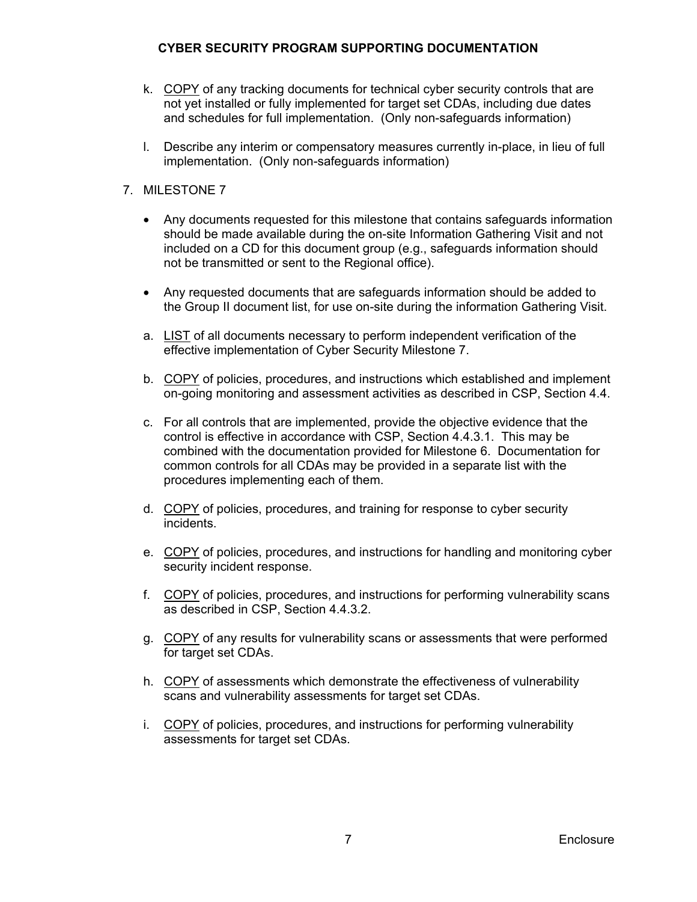k. <u>COPY</u> of any tracking documents for technical cyber security controls that are not yet installed or fully implemented for target set CDAs, including due dates and schedules for full implementation. (Only non-safeguards information)

l. Describe any interim or compensatory measures currently in-place, in lieu of full implementation. (Only non-safeguards information)

7. MILESTONE 7

- Any documents requested for this milestone that contains safeguards information should be made available during the on-site Information Gathering Visit and not included on a CD for this document group (e.g., safeguards information should not be transmitted or sent to the Regional office).

- Any requested documents that are safeguards information should be added to the Group II document list, for use on-site during the information Gathering Visit.

a. <u>LIST</u> of all documents necessary to perform independent verification of the effective implementation of Cyber Security Milestone 7.

b. <u>COPY</u> of policies, procedures, and instructions which established and implement on-going monitoring and assessment activities as described in CSP, Section 4.4.

c. For all controls that are implemented, provide the objective evidence that the control is effective in accordance with CSP, Section 4.4.3.1. This may be combined with the documentation provided for Milestone 6. Documentation for common controls for all CDAs may be provided in a separate list with the procedures implementing each of them.

d. <u>COPY</u> of policies, procedures, and training for response to cyber security incidents.

e. <u>COPY</u> of policies, procedures, and instructions for handling and monitoring cyber security incident response.

f. <u>COPY</u> of policies, procedures, and instructions for performing vulnerability scans as described in CSP, Section 4.4.3.2.

g. <u>COPY</u> of any results for vulnerability scans or assessments that were performed for target set CDAs.

h. <u>COPY</u> of assessments which demonstrate the effectiveness of vulnerability scans and vulnerability assessments for target set CDAs.

i. <u>COPY</u> of policies, procedures, and instructions for performing vulnerability assessments for target set CDAs.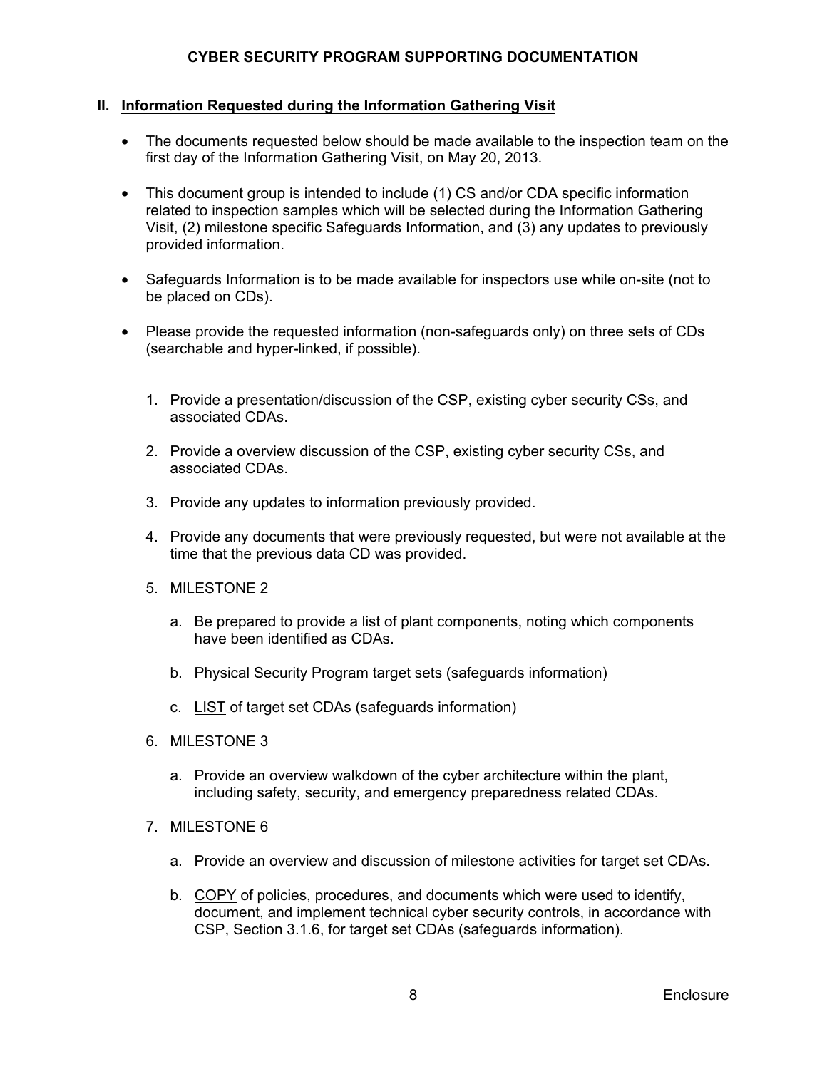## CYBER SECURITY PROGRAM SUPPORTING DOCUMENTATION

### II. <u>Information Requested during the Information Gathering Visit</u>

- The documents requested below should be made available to the inspection team on the first day of the Information Gathering Visit, on May 20, 2013.
- This document group is intended to include (1) CS and/or CDA specific information related to inspection samples which will be selected during the Information Gathering Visit, (2) milestone specific Safeguards Information, and (3) any updates to previously provided information.
- Safeguards Information is to be made available for inspectors use while on-site (not to be placed on CDs).
- Please provide the requested information (non-safeguards only) on three sets of CDs (searchable and hyper-linked, if possible).

1. Provide a presentation/discussion of the CSP, existing cyber security CSs, and associated CDAs.
2. Provide a overview discussion of the CSP, existing cyber security CSs, and associated CDAs.
3. Provide any updates to information previously provided.
4. Provide any documents that were previously requested, but were not available at the time that the previous data CD was provided.
5. MILESTONE 2
   a. Be prepared to provide a list of plant components, noting which components have been identified as CDAs.
   b. Physical Security Program target sets (safeguards information)
   c. <u>LIST</u> of target set CDAs (safeguards information)
6. MILESTONE 3
   a. Provide an overview walkdown of the cyber architecture within the plant, including safety, security, and emergency preparedness related CDAs.
7. MILESTONE 6
   a. Provide an overview and discussion of milestone activities for target set CDAs.
   b. <u>COPY</u> of policies, procedures, and documents which were used to identify, document, and implement technical cyber security controls, in accordance with CSP, Section 3.1.6, for target set CDAs (safeguards information).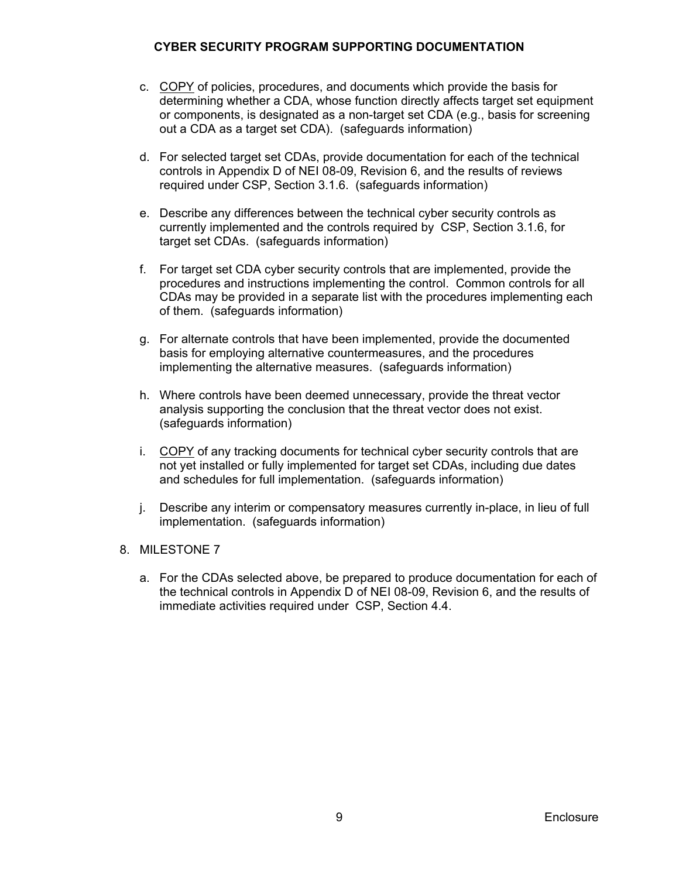c. <u>COPY</u> of policies, procedures, and documents which provide the basis for determining whether a CDA, whose function directly affects target set equipment or components, is designated as a non-target set CDA (e.g., basis for screening out a CDA as a target set CDA). (safeguards information)

d. For selected target set CDAs, provide documentation for each of the technical controls in Appendix D of NEI 08-09, Revision 6, and the results of reviews required under CSP, Section 3.1.6. (safeguards information)

e. Describe any differences between the technical cyber security controls as currently implemented and the controls required by CSP, Section 3.1.6, for target set CDAs. (safeguards information)

f. For target set CDA cyber security controls that are implemented, provide the procedures and instructions implementing the control. Common controls for all CDAs may be provided in a separate list with the procedures implementing each of them. (safeguards information)

g. For alternate controls that have been implemented, provide the documented basis for employing alternative countermeasures, and the procedures implementing the alternative measures. (safeguards information)

h. Where controls have been deemed unnecessary, provide the threat vector analysis supporting the conclusion that the threat vector does not exist. (safeguards information)

i. <u>COPY</u> of any tracking documents for technical cyber security controls that are not yet installed or fully implemented for target set CDAs, including due dates and schedules for full implementation. (safeguards information)

j. Describe any interim or compensatory measures currently in-place, in lieu of full implementation. (safeguards information)

8. MILESTONE 7

   a. For the CDAs selected above, be prepared to produce documentation for each of the technical controls in Appendix D of NEI 08-09, Revision 6, and the results of immediate activities required under CSP, Section 4.4.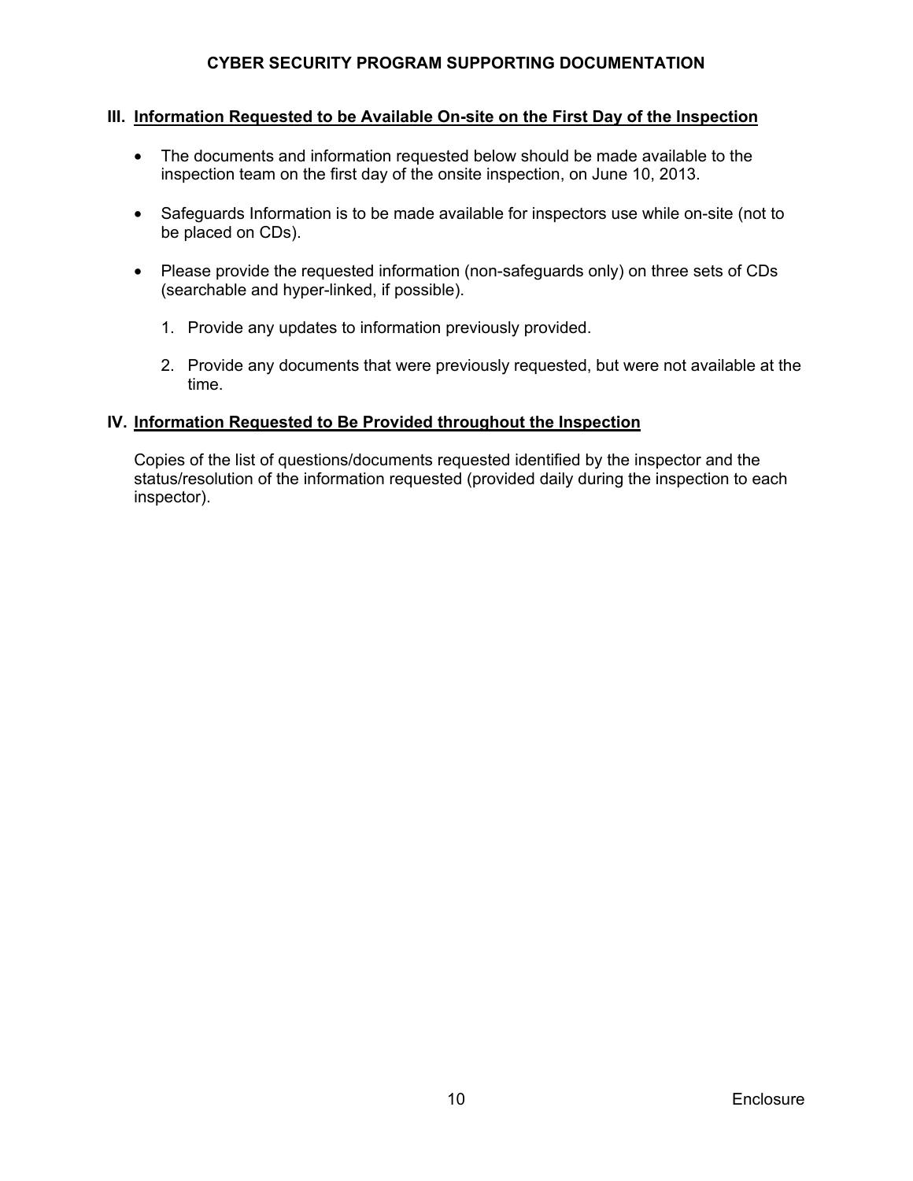## CYBER SECURITY PROGRAM SUPPORTING DOCUMENTATION

### III. Information Requested to be Available On-site on the First Day of the Inspection

- The documents and information requested below should be made available to the inspection team on the first day of the onsite inspection, on June 10, 2013.
- Safeguards Information is to be made available for inspectors use while on-site (not to be placed on CDs).
- Please provide the requested information (non-safeguards only) on three sets of CDs (searchable and hyper-linked, if possible).

  1. Provide any updates to information previously provided.
  2. Provide any documents that were previously requested, but were not available at the time.

### IV. Information Requested to Be Provided throughout the Inspection

Copies of the list of questions/documents requested identified by the inspector and the status/resolution of the information requested (provided daily during the inspection to each inspector).